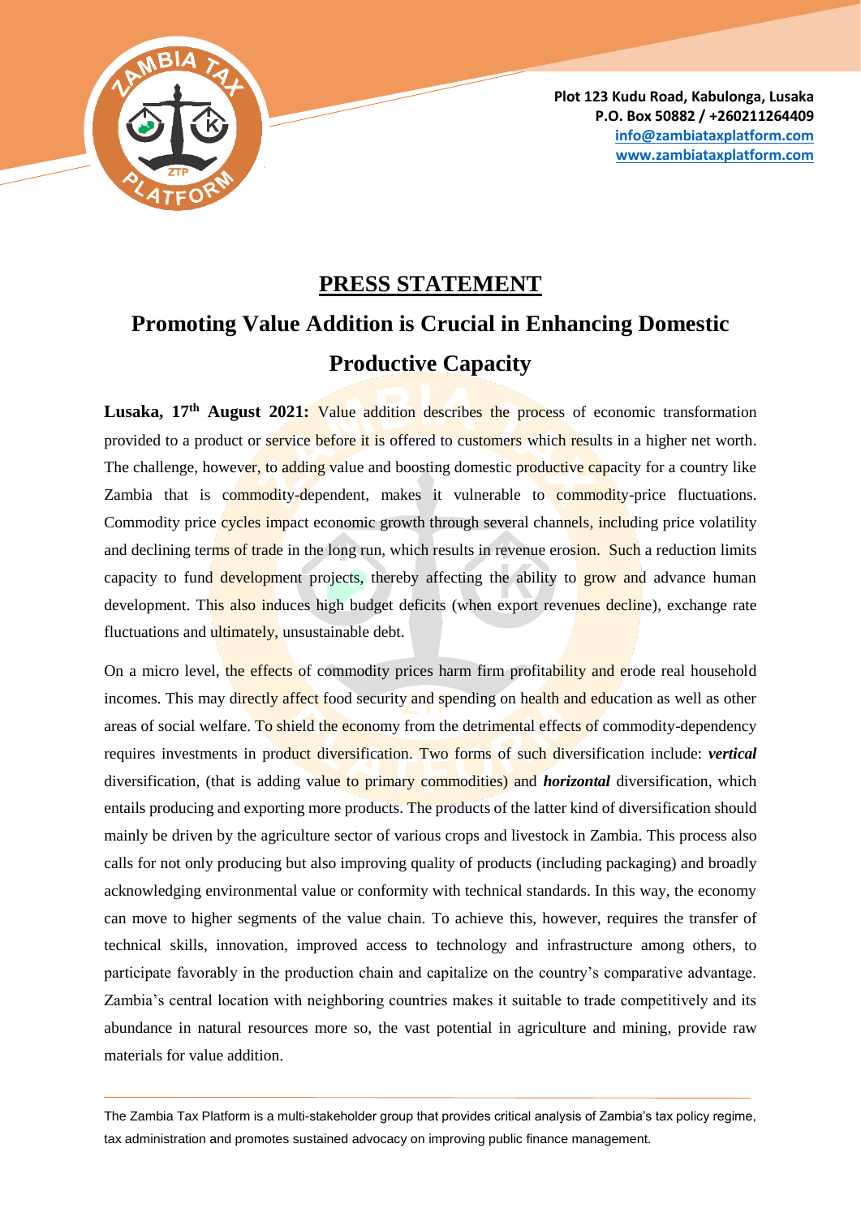Plot 123 Kudu Road, Kabulonga, Lusaka
P.O. Box 50882 / +260211264409
info@zambiataxplatform.com
www.zambiataxplatform.com

# PRESS STATEMENT

## Promoting Value Addition is Crucial in Enhancing Domestic Productive Capacity

**Lusaka, 17th August 2021:** Value addition describes the process of economic transformation provided to a product or service before it is offered to customers which results in a higher net worth. The challenge, however, to adding value and boosting domestic productive capacity for a country like Zambia that is commodity-dependent, makes it vulnerable to commodity-price fluctuations. Commodity price cycles impact economic growth through several channels, including price volatility and declining terms of trade in the long run, which results in revenue erosion. Such a reduction limits capacity to fund development projects, thereby affecting the ability to grow and advance human development. This also induces high budget deficits (when export revenues decline), exchange rate fluctuations and ultimately, unsustainable debt.

On a micro level, the effects of commodity prices harm firm profitability and erode real household incomes. This may directly affect food security and spending on health and education as well as other areas of social welfare. To shield the economy from the detrimental effects of commodity-dependency requires investments in product diversification. Two forms of such diversification include: ***vertical*** diversification, (that is adding value to primary commodities) and ***horizontal*** diversification, which entails producing and exporting more products. The products of the latter kind of diversification should mainly be driven by the agriculture sector of various crops and livestock in Zambia. This process also calls for not only producing but also improving quality of products (including packaging) and broadly acknowledging environmental value or conformity with technical standards. In this way, the economy can move to higher segments of the value chain. To achieve this, however, requires the transfer of technical skills, innovation, improved access to technology and infrastructure among others, to participate favorably in the production chain and capitalize on the country's comparative advantage. Zambia's central location with neighboring countries makes it suitable to trade competitively and its abundance in natural resources more so, the vast potential in agriculture and mining, provide raw materials for value addition.

The Zambia Tax Platform is a multi-stakeholder group that provides critical analysis of Zambia's tax policy regime, tax administration and promotes sustained advocacy on improving public finance management.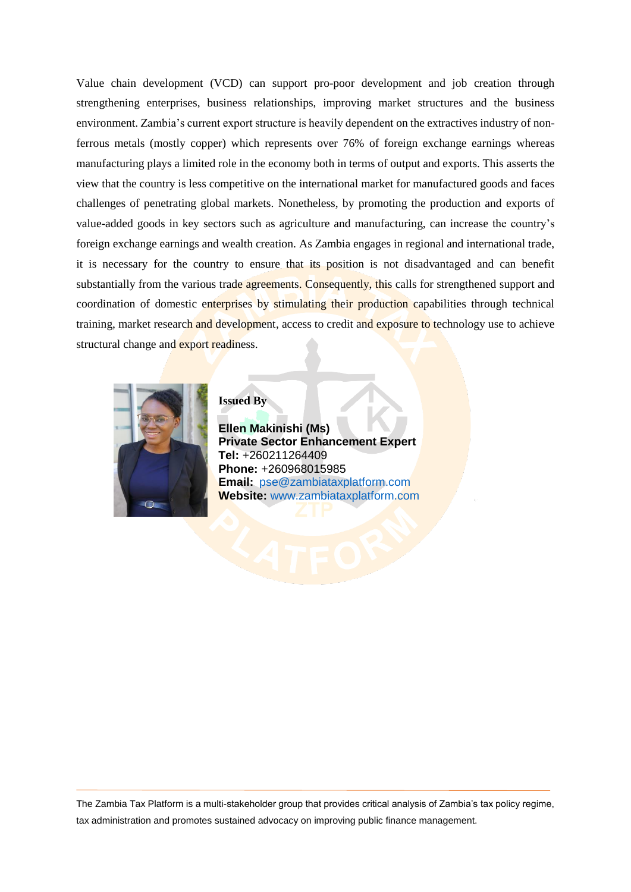Value chain development (VCD) can support pro-poor development and job creation through strengthening enterprises, business relationships, improving market structures and the business environment. Zambia's current export structure is heavily dependent on the extractives industry of non-ferrous metals (mostly copper) which represents over 76% of foreign exchange earnings whereas manufacturing plays a limited role in the economy both in terms of output and exports. This asserts the view that the country is less competitive on the international market for manufactured goods and faces challenges of penetrating global markets. Nonetheless, by promoting the production and exports of value-added goods in key sectors such as agriculture and manufacturing, can increase the country's foreign exchange earnings and wealth creation. As Zambia engages in regional and international trade, it is necessary for the country to ensure that its position is not disadvantaged and can benefit substantially from the various trade agreements. Consequently, this calls for strengthened support and coordination of domestic enterprises by stimulating their production capabilities through technical training, market research and development, access to credit and exposure to technology use to achieve structural change and export readiness.

**Issued By**

**Ellen Makinishi (Ms)**
**Private Sector Enhancement Expert**
**Tel:** +260211264409
**Phone:** +260968015985
**Email:** pse@zambiataxplatform.com
**Website:** www.zambiataxplatform.com

The Zambia Tax Platform is a multi-stakeholder group that provides critical analysis of Zambia's tax policy regime, tax administration and promotes sustained advocacy on improving public finance management.